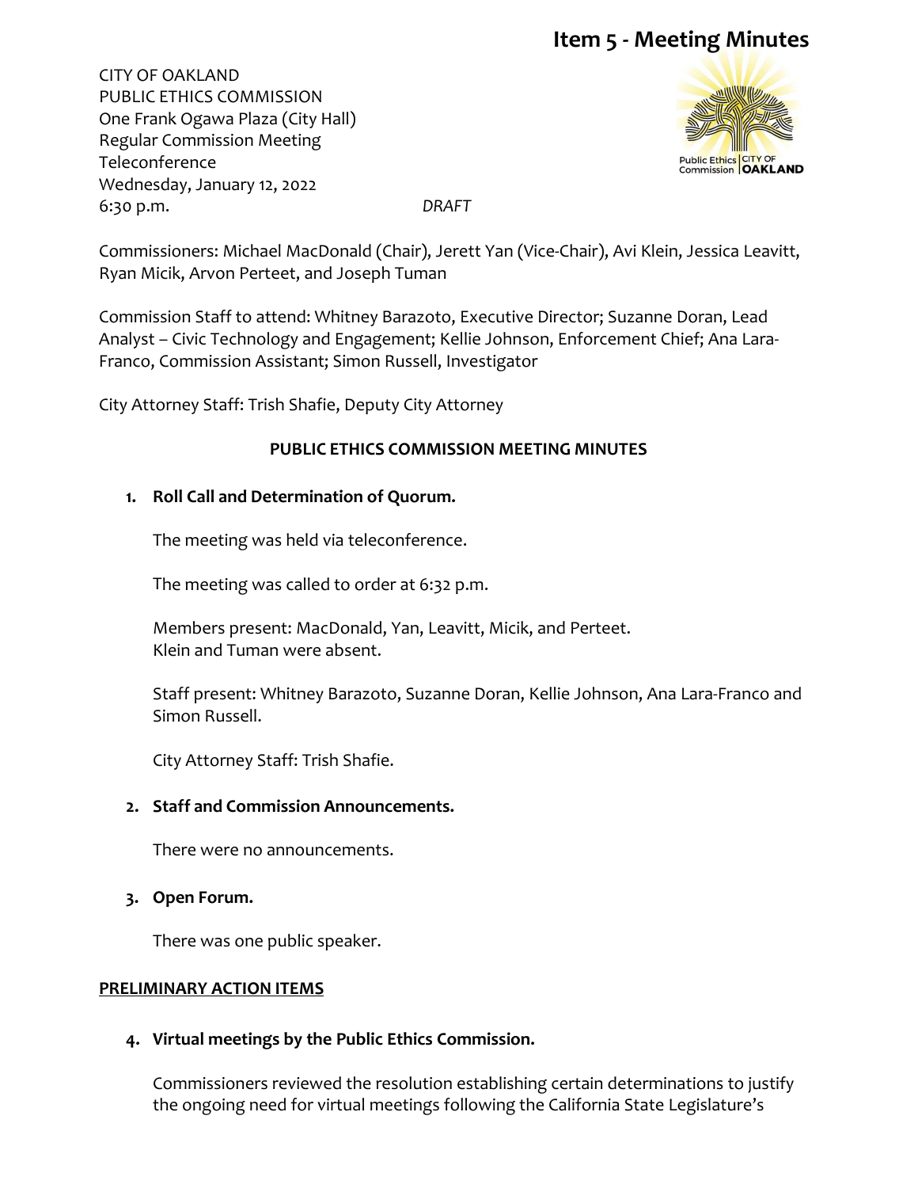# Item 5 - Meeting Minutes

CITY OF OAKLAND
PUBLIC ETHICS COMMISSION
One Frank Ogawa Plaza (City Hall)
Regular Commission Meeting
Teleconference
Wednesday, January 12, 2022
6:30 p.m. *DRAFT*

Commissioners: Michael MacDonald (Chair), Jerett Yan (Vice-Chair), Avi Klein, Jessica Leavitt, Ryan Micik, Arvon Perteet, and Joseph Tuman

Commission Staff to attend: Whitney Barazoto, Executive Director; Suzanne Doran, Lead Analyst – Civic Technology and Engagement; Kellie Johnson, Enforcement Chief; Ana Lara-Franco, Commission Assistant; Simon Russell, Investigator

City Attorney Staff: Trish Shafie, Deputy City Attorney

## PUBLIC ETHICS COMMISSION MEETING MINUTES

1. **Roll Call and Determination of Quorum.**

   The meeting was held via teleconference.

   The meeting was called to order at 6:32 p.m.

   Members present: MacDonald, Yan, Leavitt, Micik, and Perteet.
   Klein and Tuman were absent.

   Staff present: Whitney Barazoto, Suzanne Doran, Kellie Johnson, Ana Lara-Franco and Simon Russell.

   City Attorney Staff: Trish Shafie.

2. **Staff and Commission Announcements.**

   There were no announcements.

3. **Open Forum.**

   There was one public speaker.

**PRELIMINARY ACTION ITEMS**

4. **Virtual meetings by the Public Ethics Commission.**

   Commissioners reviewed the resolution establishing certain determinations to justify the ongoing need for virtual meetings following the California State Legislature's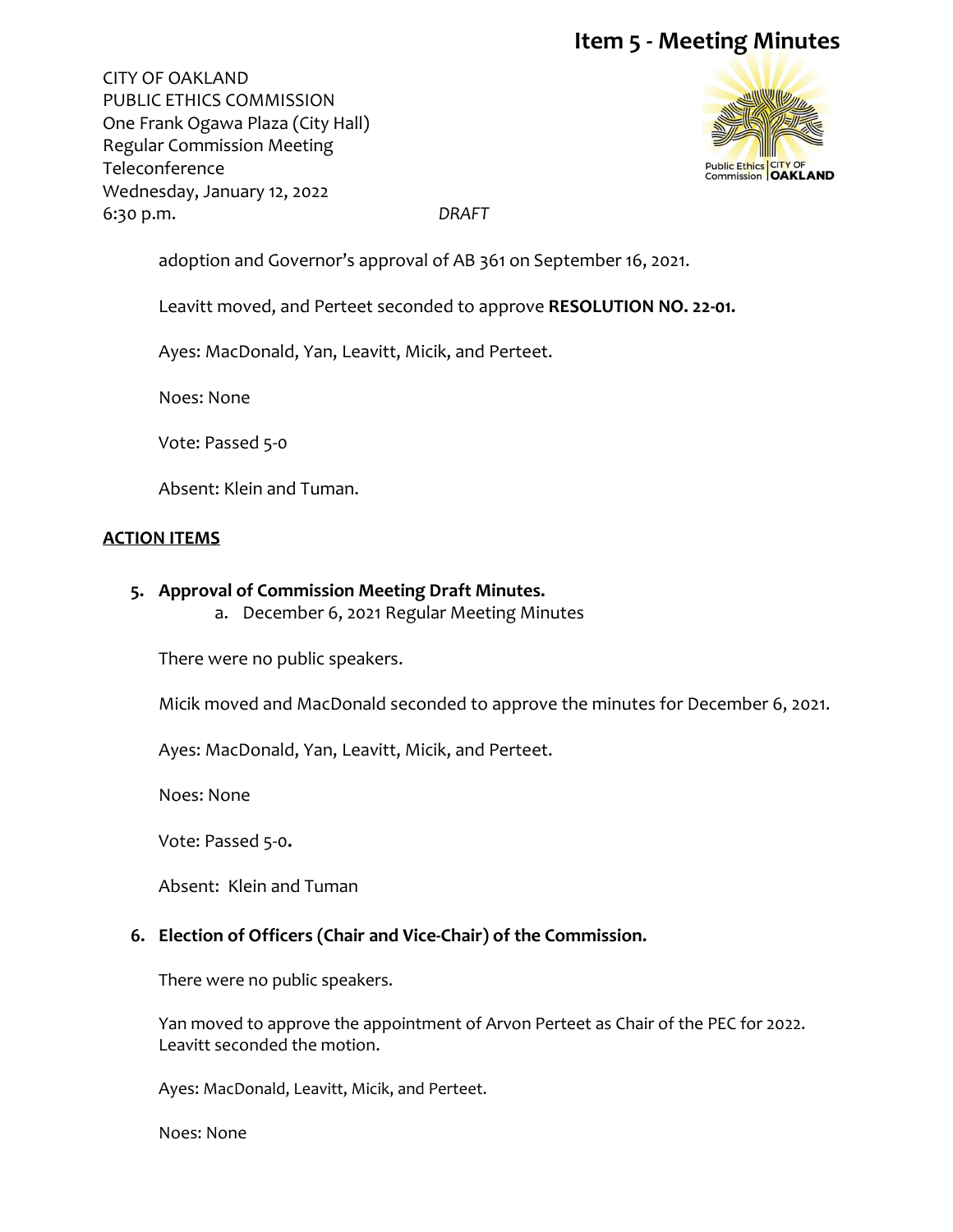adoption and Governor's approval of AB 361 on September 16, 2021.

Leavitt moved, and Perteet seconded to approve **RESOLUTION NO. 22-01.**

Ayes: MacDonald, Yan, Leavitt, Micik, and Perteet.

Noes: None

Vote: Passed 5-0

Absent: Klein and Tuman.

## ACTION ITEMS

**5. Approval of Commission Meeting Draft Minutes.**

a. December 6, 2021 Regular Meeting Minutes

There were no public speakers.

Micik moved and MacDonald seconded to approve the minutes for December 6, 2021.

Ayes: MacDonald, Yan, Leavitt, Micik, and Perteet.

Noes: None

Vote: Passed 5-0.

Absent: Klein and Tuman

**6. Election of Officers (Chair and Vice-Chair) of the Commission.**

There were no public speakers.

Yan moved to approve the appointment of Arvon Perteet as Chair of the PEC for 2022. Leavitt seconded the motion.

Ayes: MacDonald, Leavitt, Micik, and Perteet.

Noes: None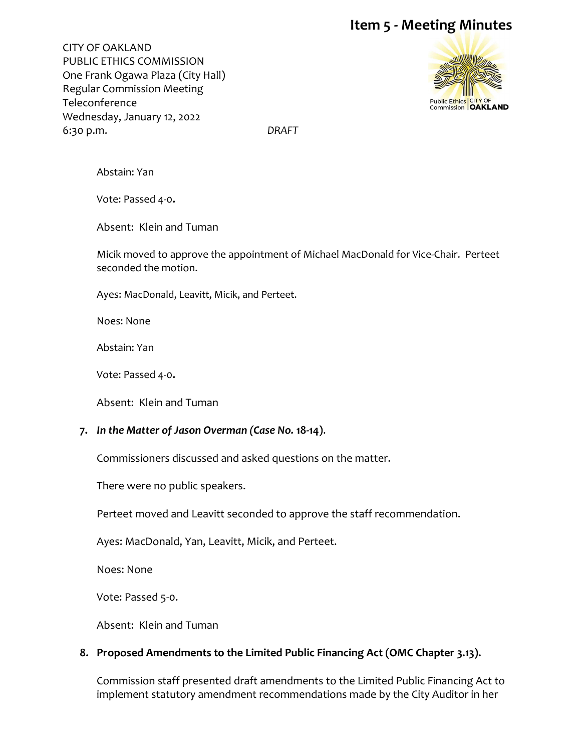Abstain: Yan

Vote: Passed 4-0**.**

Absent: Klein and Tuman

Micik moved to approve the appointment of Michael MacDonald for Vice-Chair. Perteet seconded the motion.

Ayes: MacDonald, Leavitt, Micik, and Perteet.

Noes: None

Abstain: Yan

Vote: Passed 4-0**.**

Absent: Klein and Tuman

7. ***In the Matter of Jason Overman (Case No.* 18-14)**.

   Commissioners discussed and asked questions on the matter.

   There were no public speakers.

   Perteet moved and Leavitt seconded to approve the staff recommendation.

   Ayes: MacDonald, Yan, Leavitt, Micik, and Perteet.

   Noes: None

   Vote: Passed 5-0.

   Absent: Klein and Tuman

8. **Proposed Amendments to the Limited Public Financing Act (OMC Chapter 3.13).**

   Commission staff presented draft amendments to the Limited Public Financing Act to implement statutory amendment recommendations made by the City Auditor in her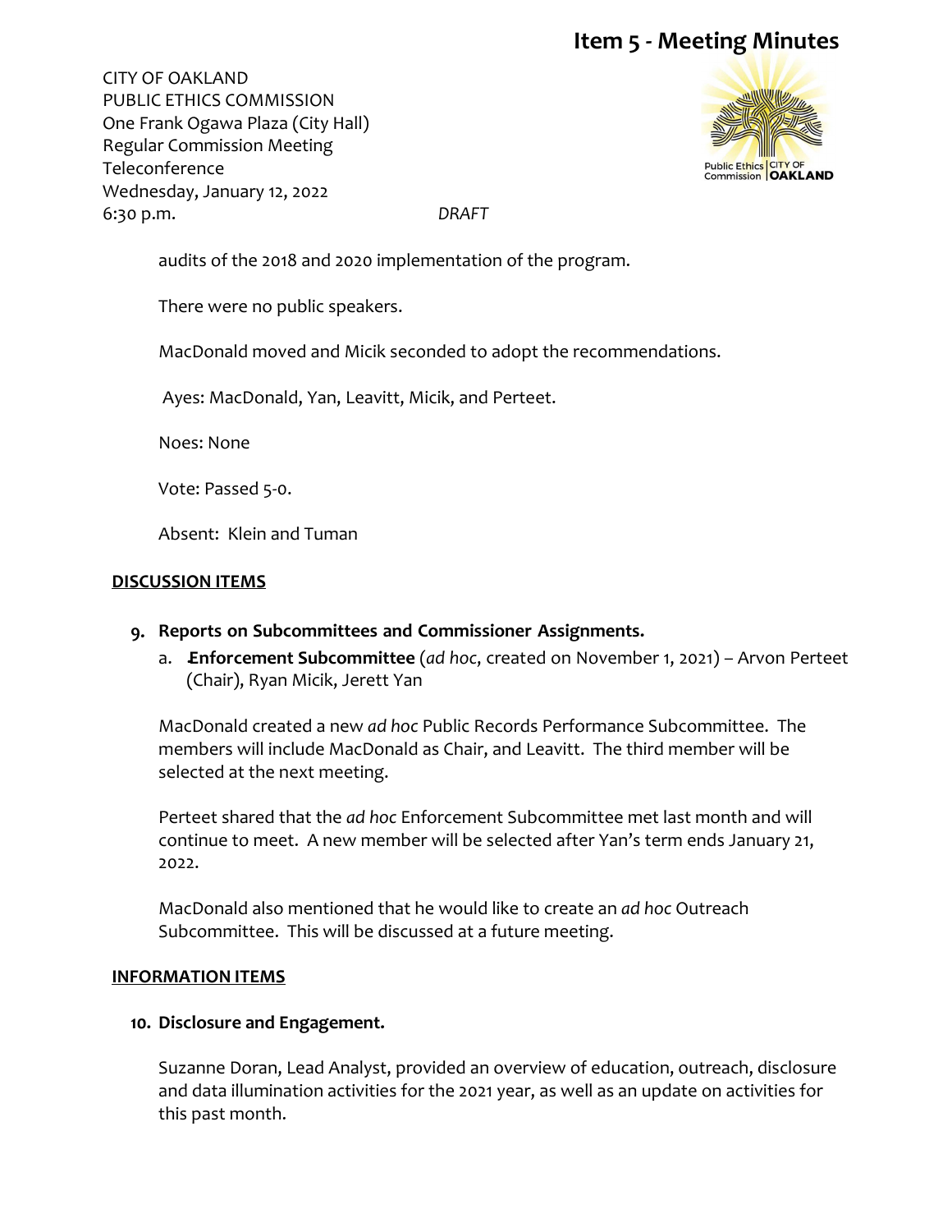audits of the 2018 and 2020 implementation of the program.

There were no public speakers.

MacDonald moved and Micik seconded to adopt the recommendations.

Ayes: MacDonald, Yan, Leavitt, Micik, and Perteet.

Noes: None

Vote: Passed 5-0.

Absent: Klein and Tuman

**DISCUSSION ITEMS**

9. **Reports on Subcommittees and Commissioner Assignments.**
   a. **Enforcement Subcommittee** (*ad hoc*, created on November 1, 2021) – Arvon Perteet (Chair), Ryan Micik, Jerett Yan

MacDonald created a new *ad hoc* Public Records Performance Subcommittee. The members will include MacDonald as Chair, and Leavitt. The third member will be selected at the next meeting.

Perteet shared that the *ad hoc* Enforcement Subcommittee met last month and will continue to meet. A new member will be selected after Yan's term ends January 21, 2022.

MacDonald also mentioned that he would like to create an *ad hoc* Outreach Subcommittee. This will be discussed at a future meeting.

**INFORMATION ITEMS**

10. **Disclosure and Engagement.**

Suzanne Doran, Lead Analyst, provided an overview of education, outreach, disclosure and data illumination activities for the 2021 year, as well as an update on activities for this past month.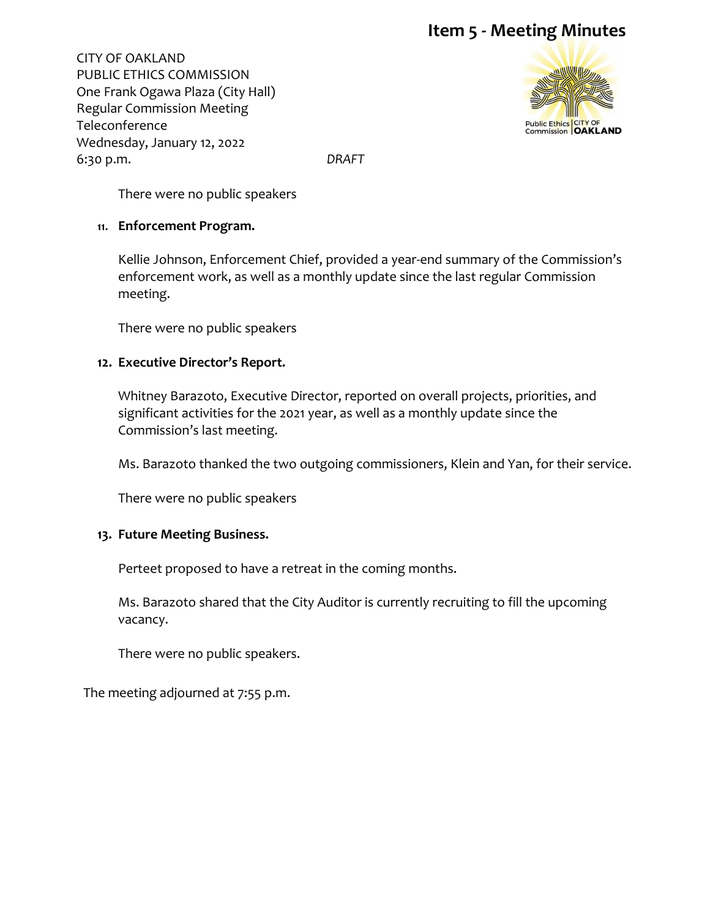CITY OF OAKLAND
PUBLIC ETHICS COMMISSION
One Frank Ogawa Plaza (City Hall)
Regular Commission Meeting
Teleconference
Wednesday, January 12, 2022
6:30 p.m. *DRAFT*

There were no public speakers

**11. Enforcement Program.**

Kellie Johnson, Enforcement Chief, provided a year-end summary of the Commission's enforcement work, as well as a monthly update since the last regular Commission meeting.

There were no public speakers

**12. Executive Director's Report.**

Whitney Barazoto, Executive Director, reported on overall projects, priorities, and significant activities for the 2021 year, as well as a monthly update since the Commission's last meeting.

Ms. Barazoto thanked the two outgoing commissioners, Klein and Yan, for their service.

There were no public speakers

**13. Future Meeting Business.**

Perteet proposed to have a retreat in the coming months.

Ms. Barazoto shared that the City Auditor is currently recruiting to fill the upcoming vacancy.

There were no public speakers.

The meeting adjourned at 7:55 p.m.